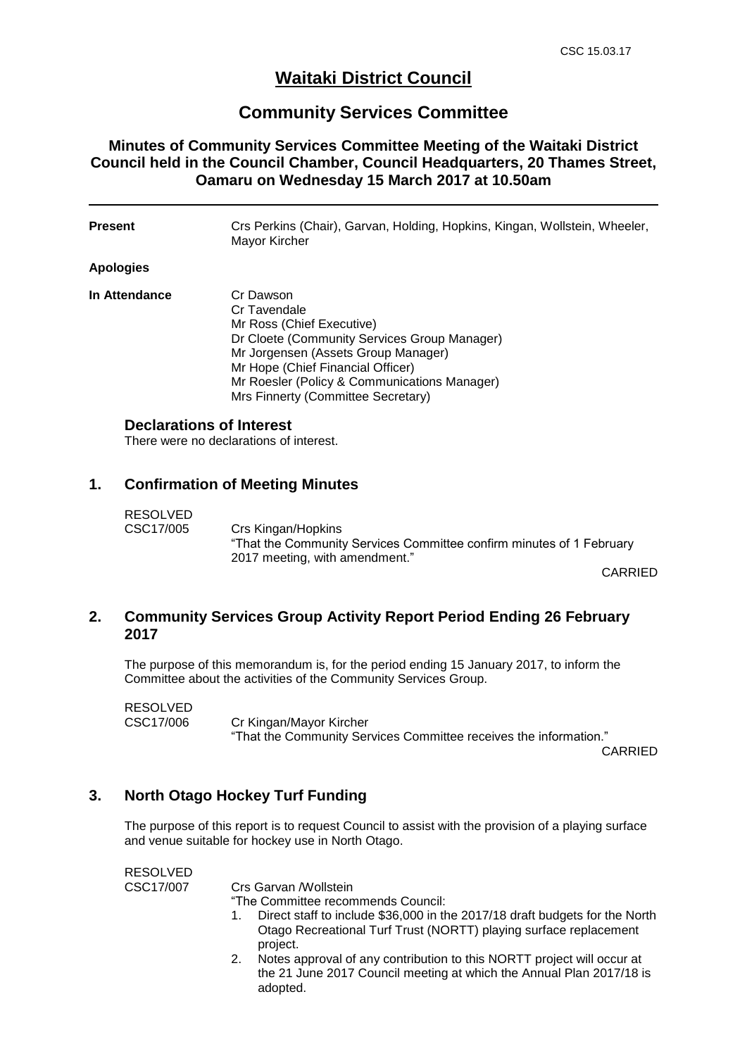# Waitaki District Council

## Community Services Committee

### Minutes of Community Services Committee Meeting of the Waitaki District Council held in the Council Chamber, Council Headquarters, 20 Thames Street, Oamaru on Wednesday 15 March 2017 at 10.50am

| | |
|---|---|
| **Present** | Crs Perkins (Chair), Garvan, Holding, Hopkins, Kingan, Wollstein, Wheeler, Mayor Kircher |
| **Apologies** | |
| **In Attendance** | Cr Dawson<br>Cr Tavendale<br>Mr Ross (Chief Executive)<br>Dr Cloete (Community Services Group Manager)<br>Mr Jorgensen (Assets Group Manager)<br>Mr Hope (Chief Financial Officer)<br>Mr Roesler (Policy & Communications Manager)<br>Mrs Finnerty (Committee Secretary) |

### Declarations of Interest

There were no declarations of interest.

## 1. Confirmation of Meeting Minutes

RESOLVED
CSC17/005 Crs Kingan/Hopkins
"That the Community Services Committee confirm minutes of 1 February 2017 meeting, with amendment."

CARRIED

## 2. Community Services Group Activity Report Period Ending 26 February 2017

The purpose of this memorandum is, for the period ending 15 January 2017, to inform the Committee about the activities of the Community Services Group.

RESOLVED
CSC17/006 Cr Kingan/Mayor Kircher
"That the Community Services Committee receives the information."

CARRIED

## 3. North Otago Hockey Turf Funding

The purpose of this report is to request Council to assist with the provision of a playing surface and venue suitable for hockey use in North Otago.

RESOLVED
CSC17/007 Crs Garvan /Wollstein
"The Committee recommends Council:

1. Direct staff to include $36,000 in the 2017/18 draft budgets for the North Otago Recreational Turf Trust (NORTT) playing surface replacement project.
2. Notes approval of any contribution to this NORTT project will occur at the 21 June 2017 Council meeting at which the Annual Plan 2017/18 is adopted.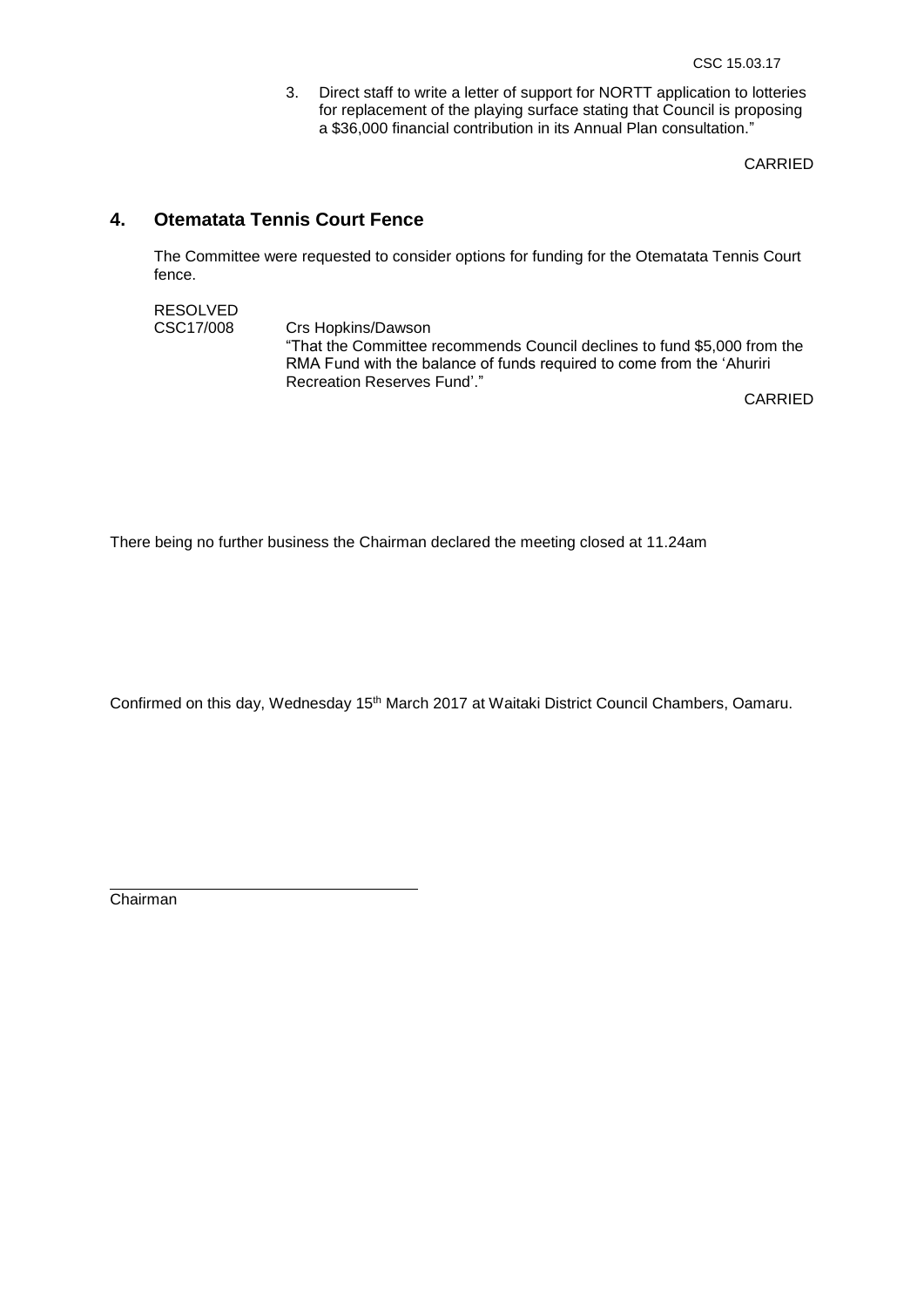3. Direct staff to write a letter of support for NORTT application to lotteries for replacement of the playing surface stating that Council is proposing a $36,000 financial contribution in its Annual Plan consultation."

CARRIED

## 4. Otematata Tennis Court Fence

The Committee were requested to consider options for funding for the Otematata Tennis Court fence.

RESOLVED
CSC17/008 Crs Hopkins/Dawson

"That the Committee recommends Council declines to fund $5,000 from the RMA Fund with the balance of funds required to come from the 'Ahuriri Recreation Reserves Fund'."

CARRIED

There being no further business the Chairman declared the meeting closed at 11.24am

Confirmed on this day, Wednesday 15th March 2017 at Waitaki District Council Chambers, Oamaru.

Chairman